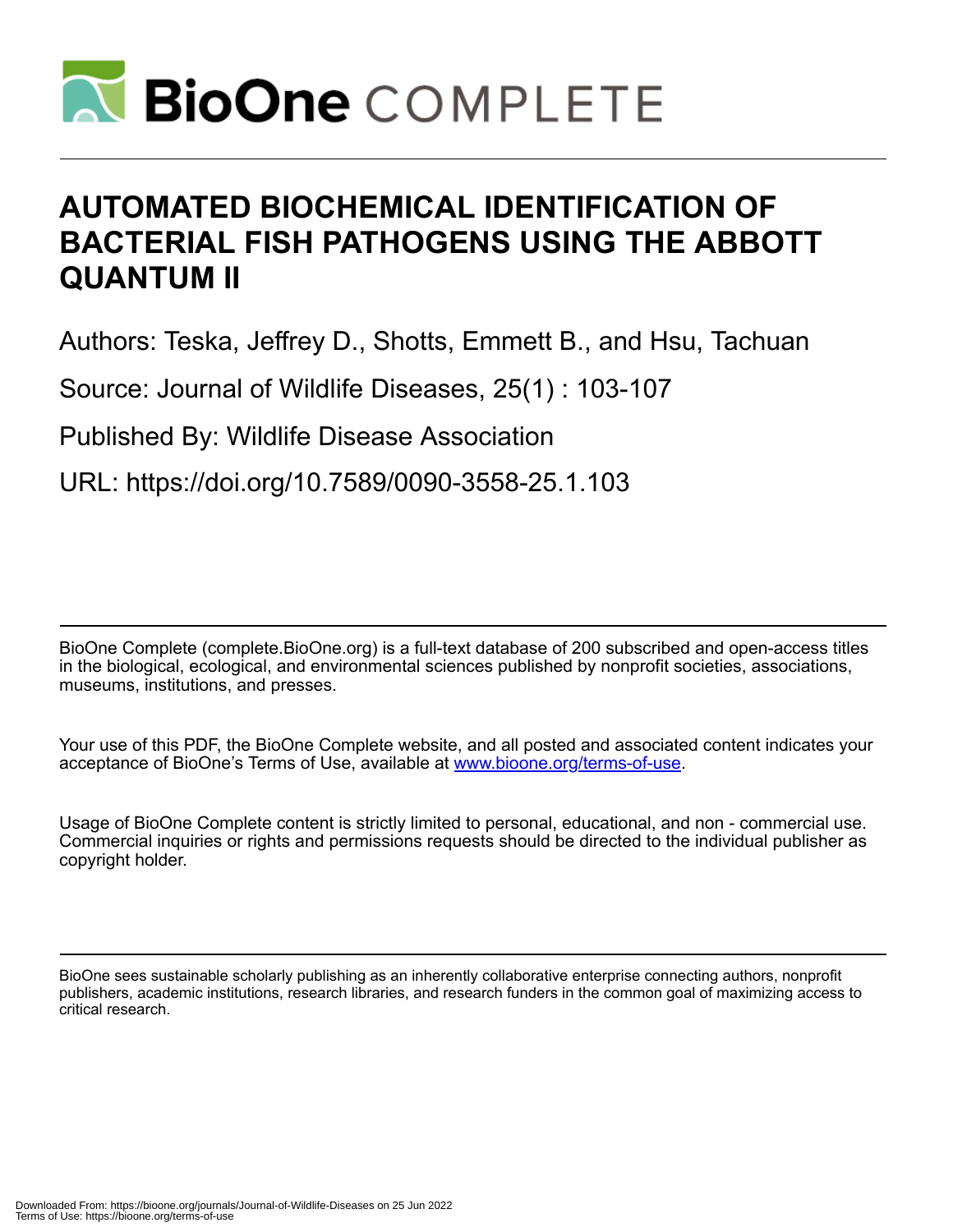# AUTOMATED BIOCHEMICAL IDENTIFICATION OF BACTERIAL FISH PATHOGENS USING THE ABBOTT QUANTUM II

Authors: Teska, Jeffrey D., Shotts, Emmett B., and Hsu, Tachuan

Source: Journal of Wildlife Diseases, 25(1) : 103-107

Published By: Wildlife Disease Association

URL: https://doi.org/10.7589/0090-3558-25.1.103

BioOne Complete (complete.BioOne.org) is a full-text database of 200 subscribed and open-access titles in the biological, ecological, and environmental sciences published by nonprofit societies, associations, museums, institutions, and presses.

Your use of this PDF, the BioOne Complete website, and all posted and associated content indicates your acceptance of BioOne's Terms of Use, available at www.bioone.org/terms-of-use.

Usage of BioOne Complete content is strictly limited to personal, educational, and non - commercial use. Commercial inquiries or rights and permissions requests should be directed to the individual publisher as copyright holder.

BioOne sees sustainable scholarly publishing as an inherently collaborative enterprise connecting authors, nonprofit publishers, academic institutions, research libraries, and research funders in the common goal of maximizing access to critical research.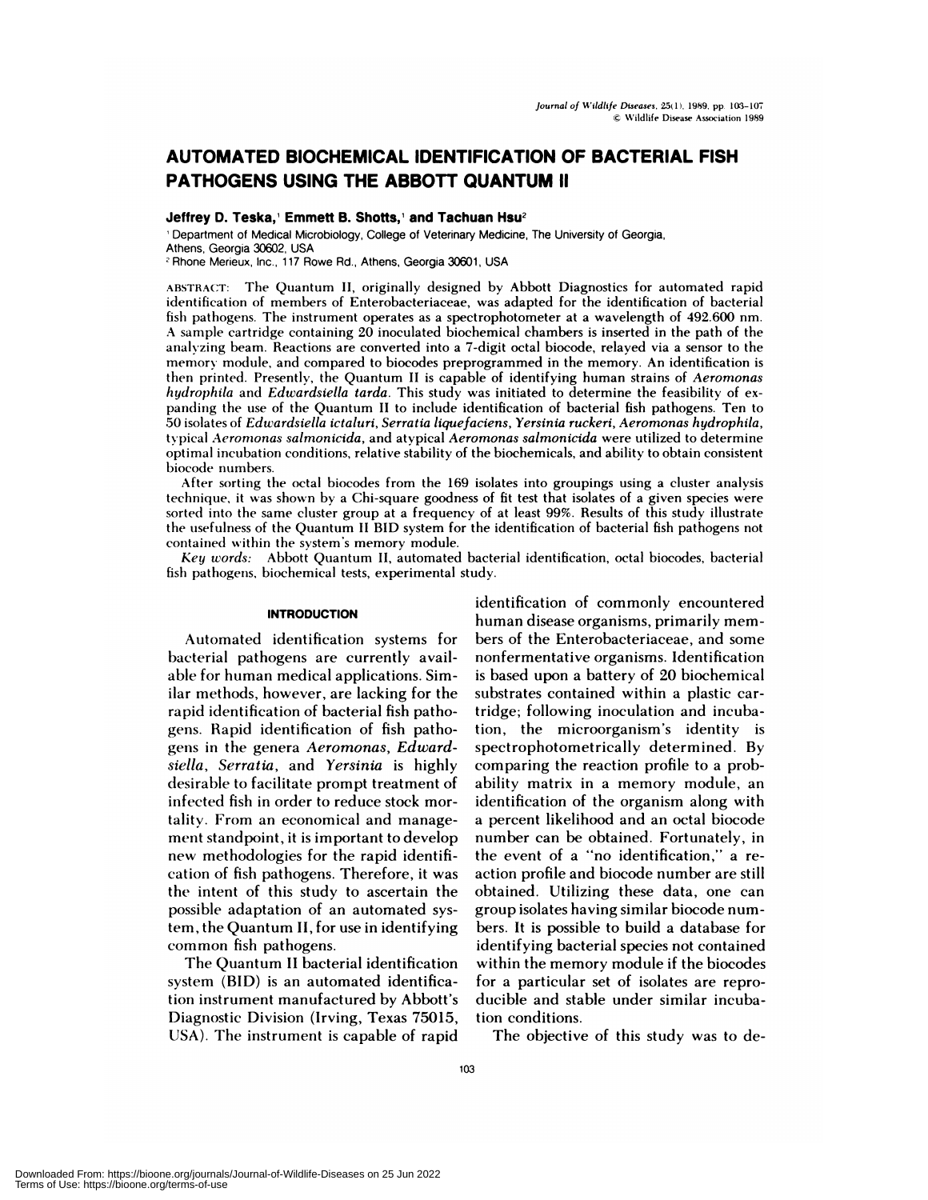# AUTOMATED BIOCHEMICAL IDENTIFICATION OF BACTERIAL FISH PATHOGENS USING THE ABBOTT QUANTUM II

**Jeffrey D. Teska,[1] Emmett B. Shotts,[1] and Tachuan Hsu[2]**

[1] Department of Medical Microbiology, College of Veterinary Medicine, The University of Georgia, Athens, Georgia 30602, USA

[2] Rhone Merieux, Inc., 117 Rowe Rd., Athens, Georgia 30601, USA

ABSTRACT: The Quantum II, originally designed by Abbott Diagnostics for automated rapid identification of members of Enterobacteriaceae, was adapted for the identification of bacterial fish pathogens. The instrument operates as a spectrophotometer at a wavelength of 492.600 nm. A sample cartridge containing 20 inoculated biochemical chambers is inserted in the path of the analyzing beam. Reactions are converted into a 7-digit octal biocode, relayed via a sensor to the memory module, and compared to biocodes preprogrammed in the memory. An identification is then printed. Presently, the Quantum II is capable of identifying human strains of *Aeromonas hydrophila* and *Edwardsiella tarda*. This study was initiated to determine the feasibility of expanding the use of the Quantum II to include identification of bacterial fish pathogens. Ten to 50 isolates of *Edwardsiella ictaluri*, *Serratia liquefaciens*, *Yersinia ruckeri*, *Aeromonas hydrophila*, typical *Aeromonas salmonicida*, and atypical *Aeromonas salmonicida* were utilized to determine optimal incubation conditions, relative stability of the biochemicals, and ability to obtain consistent biocode numbers.

After sorting the octal biocodes from the 169 isolates into groupings using a cluster analysis technique, it was shown by a Chi-square goodness of fit test that isolates of a given species were sorted into the same cluster group at a frequency of at least 99%. Results of this study illustrate the usefulness of the Quantum II BID system for the identification of bacterial fish pathogens not contained within the system's memory module.

*Key words:* Abbott Quantum II, automated bacterial identification, octal biocodes, bacterial fish pathogens, biochemical tests, experimental study.

## INTRODUCTION

Automated identification systems for bacterial pathogens are currently available for human medical applications. Similar methods, however, are lacking for the rapid identification of bacterial fish pathogens. Rapid identification of fish pathogens in the genera *Aeromonas*, *Edwardsiella*, *Serratia*, and *Yersinia* is highly desirable to facilitate prompt treatment of infected fish in order to reduce stock mortality. From an economical and management standpoint, it is important to develop new methodologies for the rapid identification of fish pathogens. Therefore, it was the intent of this study to ascertain the possible adaptation of an automated system, the Quantum II, for use in identifying common fish pathogens.

The Quantum II bacterial identification system (BID) is an automated identification instrument manufactured by Abbott's Diagnostic Division (Irving, Texas 75015, USA). The instrument is capable of rapid identification of commonly encountered human disease organisms, primarily members of the Enterobacteriaceae, and some nonfermentative organisms. Identification is based upon a battery of 20 biochemical substrates contained within a plastic cartridge; following inoculation and incubation, the microorganism's identity is spectrophotometrically determined. By comparing the reaction profile to a probability matrix in a memory module, an identification of the organism along with a percent likelihood and an octal biocode number can be obtained. Fortunately, in the event of a "no identification," a reaction profile and biocode number are still obtained. Utilizing these data, one can group isolates having similar biocode numbers. It is possible to build a database for identifying bacterial species not contained within the memory module if the biocodes for a particular set of isolates are reproducible and stable under similar incubation conditions.

The objective of this study was to de-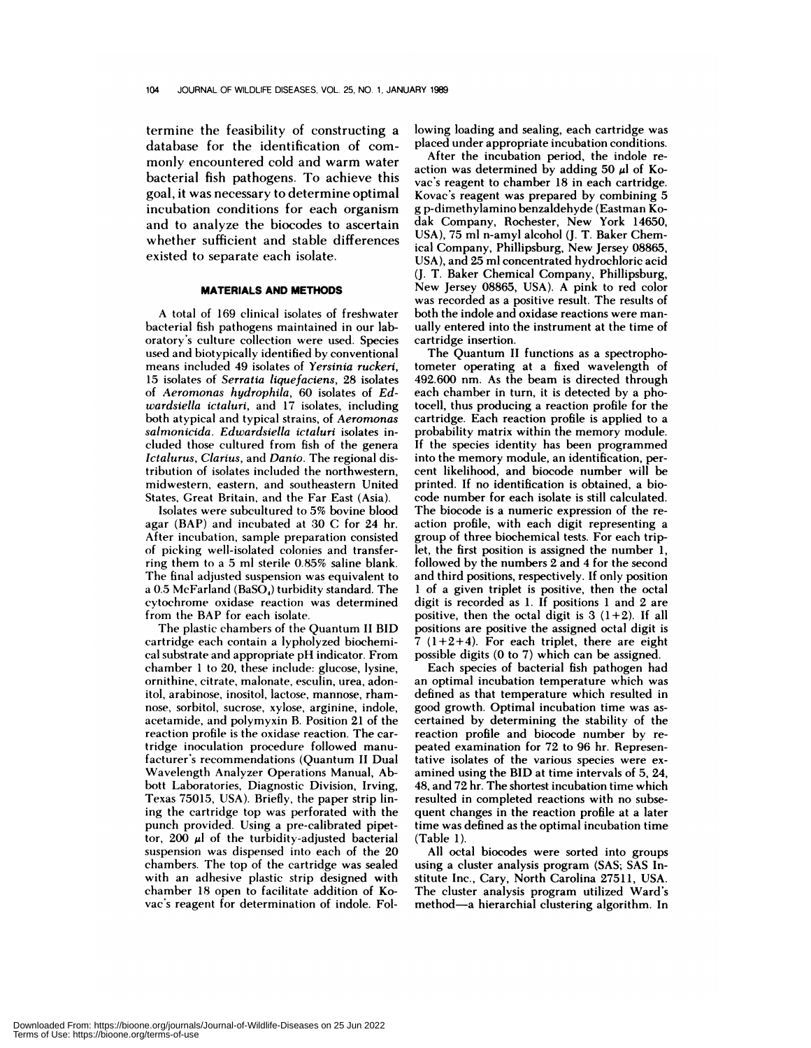termine the feasibility of constructing a database for the identification of commonly encountered cold and warm water bacterial fish pathogens. To achieve this goal, it was necessary to determine optimal incubation conditions for each organism and to analyze the biocodes to ascertain whether sufficient and stable differences existed to separate each isolate.

## MATERIALS AND METHODS

A total of 169 clinical isolates of freshwater bacterial fish pathogens maintained in our laboratory's culture collection were used. Species used and biotypically identified by conventional means included 49 isolates of *Yersinia ruckeri*, 15 isolates of *Serratia liquefaciens*, 28 isolates of *Aeromonas hydrophila*, 60 isolates of *Edwardsiella ictaluri*, and 17 isolates, including both atypical and typical strains, of *Aeromonas salmonicida*. *Edwardsiella ictaluri* isolates included those cultured from fish of the genera *Ictalurus*, *Clarius*, and *Danio*. The regional distribution of isolates included the northwestern, midwestern, eastern, and southeastern United States, Great Britain, and the Far East (Asia).

Isolates were subcultured to 5% bovine blood agar (BAP) and incubated at 30 C for 24 hr. After incubation, sample preparation consisted of picking well-isolated colonies and transferring them to a 5 ml sterile 0.85% saline blank. The final adjusted suspension was equivalent to a 0.5 McFarland ($BaSO_4$) turbidity standard. The cytochrome oxidase reaction was determined from the BAP for each isolate.

The plastic chambers of the Quantum II BID cartridge each contain a lypholyzed biochemical substrate and appropriate pH indicator. From chamber 1 to 20, these include: glucose, lysine, ornithine, citrate, malonate, esculin, urea, adonitol, arabinose, inositol, lactose, mannose, rhamnose, sorbitol, sucrose, xylose, arginine, indole, acetamide, and polymyxin B. Position 21 of the reaction profile is the oxidase reaction. The cartridge inoculation procedure followed manufacturer's recommendations (Quantum II Dual Wavelength Analyzer Operations Manual, Abbott Laboratories, Diagnostic Division, Irving, Texas 75015, USA). Briefly, the paper strip lining the cartridge top was perforated with the punch provided. Using a pre-calibrated pipettor, 200 μl of the turbidity-adjusted bacterial suspension was dispensed into each of the 20 chambers. The top of the cartridge was sealed with an adhesive plastic strip designed with chamber 18 open to facilitate addition of Kovac's reagent for determination of indole. Following loading and sealing, each cartridge was placed under appropriate incubation conditions.

After the incubation period, the indole reaction was determined by adding 50 μl of Kovac's reagent to chamber 18 in each cartridge. Kovac's reagent was prepared by combining 5 g p-dimethylamino benzaldehyde (Eastman Kodak Company, Rochester, New York 14650, USA), 75 ml n-amyl alcohol (J. T. Baker Chemical Company, Phillipsburg, New Jersey 08865, USA), and 25 ml concentrated hydrochloric acid (J. T. Baker Chemical Company, Phillipsburg, New Jersey 08865, USA). A pink to red color was recorded as a positive result. The results of both the indole and oxidase reactions were manually entered into the instrument at the time of cartridge insertion.

The Quantum II functions as a spectrophotometer operating at a fixed wavelength of 492.600 nm. As the beam is directed through each chamber in turn, it is detected by a photocell, thus producing a reaction profile for the cartridge. Each reaction profile is applied to a probability matrix within the memory module. If the species identity has been programmed into the memory module, an identification, percent likelihood, and biocode number will be printed. If no identification is obtained, a biocode number for each isolate is still calculated. The biocode is a numeric expression of the reaction profile, with each digit representing a group of three biochemical tests. For each triplet, the first position is assigned the number 1, followed by the numbers 2 and 4 for the second and third positions, respectively. If only position 1 of a given triplet is positive, then the octal digit is recorded as 1. If positions 1 and 2 are positive, then the octal digit is 3 (1+2). If all positions are positive the assigned octal digit is 7 (1+2+4). For each triplet, there are eight possible digits (0 to 7) which can be assigned.

Each species of bacterial fish pathogen had an optimal incubation temperature which was defined as that temperature which resulted in good growth. Optimal incubation time was ascertained by determining the stability of the reaction profile and biocode number by repeated examination for 72 to 96 hr. Representative isolates of the various species were examined using the BID at time intervals of 5, 24, 48, and 72 hr. The shortest incubation time which resulted in completed reactions with no subsequent changes in the reaction profile at a later time was defined as the optimal incubation time (Table 1).

All octal biocodes were sorted into groups using a cluster analysis program (SAS; SAS Institute Inc., Cary, North Carolina 27511, USA. The cluster analysis program utilized Ward's method—a hierarchial clustering algorithm. In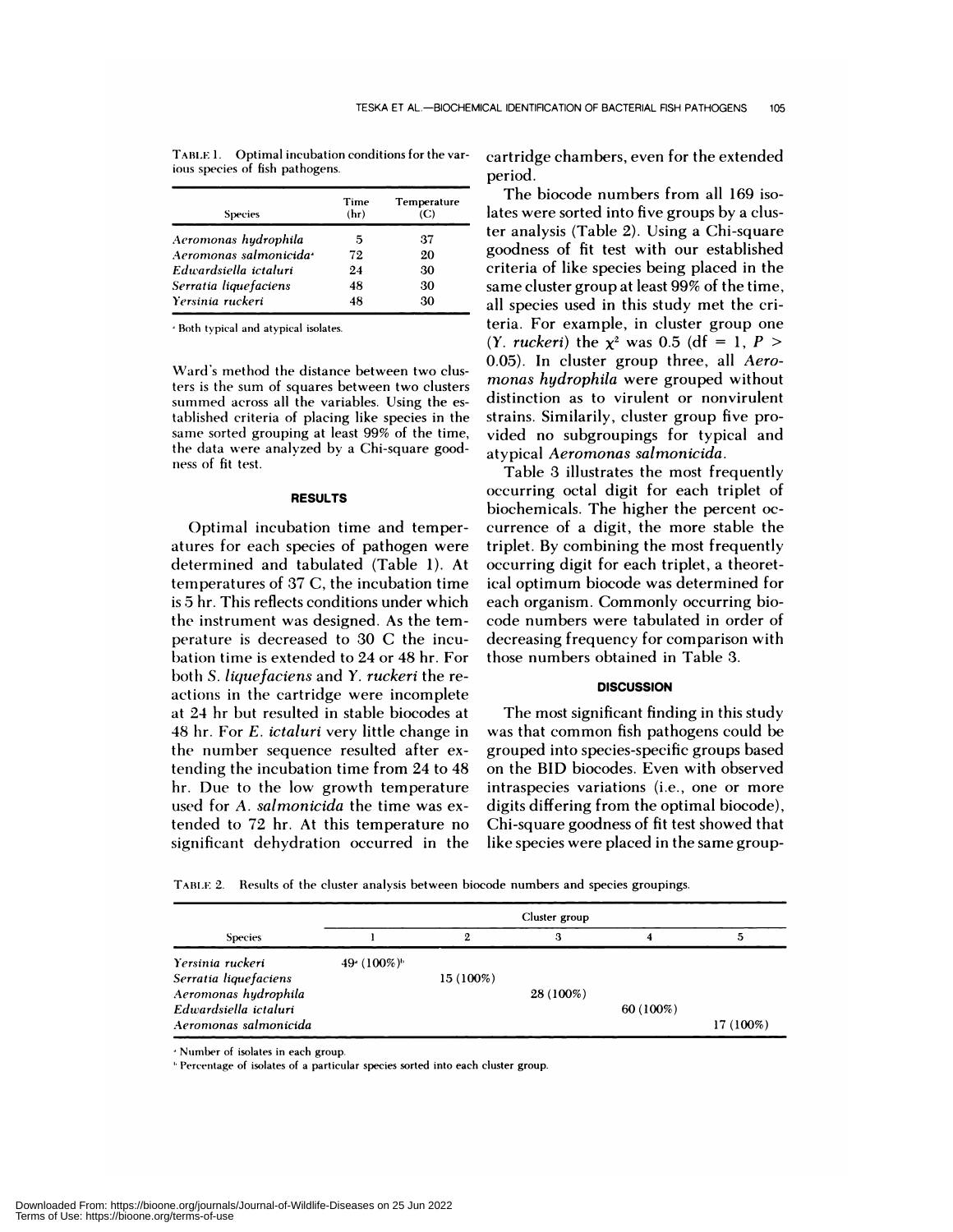TABLE 1. Optimal incubation conditions for the various species of fish pathogens.

| Species | Time (hr) | Temperature (C) |
|---|---|---|
| *Aeromonas hydrophila* | 5 | 37 |
| *Aeromonas salmonicida*[a] | 72 | 20 |
| *Edwardsiella ictaluri* | 24 | 30 |
| *Serratia liquefaciens* | 48 | 30 |
| *Yersinia ruckeri* | 48 | 30 |

[a] Both typical and atypical isolates.

Ward's method the distance between two clusters is the sum of squares between two clusters summed across all the variables. Using the established criteria of placing like species in the same sorted grouping at least 99% of the time, the data were analyzed by a Chi-square goodness of fit test.

## RESULTS

Optimal incubation time and temperatures for each species of pathogen were determined and tabulated (Table 1). At temperatures of 37 C, the incubation time is 5 hr. This reflects conditions under which the instrument was designed. As the temperature is decreased to 30 C the incubation time is extended to 24 or 48 hr. For both *S. liquefaciens* and *Y. ruckeri* the reactions in the cartridge were incomplete at 24 hr but resulted in stable biocodes at 48 hr. For *E. ictaluri* very little change in the number sequence resulted after extending the incubation time from 24 to 48 hr. Due to the low growth temperature used for *A. salmonicida* the time was extended to 72 hr. At this temperature no significant dehydration occurred in the cartridge chambers, even for the extended period.

The biocode numbers from all 169 isolates were sorted into five groups by a cluster analysis (Table 2). Using a Chi-square goodness of fit test with our established criteria of like species being placed in the same cluster group at least 99% of the time, all species used in this study met the criteria. For example, in cluster group one (*Y. ruckeri*) the $\chi^2$ was 0.5 (df = 1, $P > 0.05$). In cluster group three, all *Aeromonas hydrophila* were grouped without distinction as to virulent or nonvirulent strains. Similariy, cluster group five provided no subgroupings for typical and atypical *Aeromonas salmonicida*.

Table 3 illustrates the most frequently occurring octal digit for each triplet of biochemicals. The higher the percent occurrence of a digit, the more stable the triplet. By combining the most frequently occurring digit for each triplet, a theoretical optimum biocode was determined for each organism. Commonly occurring biocode numbers were tabulated in order of decreasing frequency for comparison with those numbers obtained in Table 3.

## DISCUSSION

The most significant finding in this study was that common fish pathogens could be grouped into species-specific groups based on the BID biocodes. Even with observed intraspecies variations (i.e., one or more digits differing from the optimal biocode), Chi-square goodness of fit test showed that like species were placed in the same group-

TABLE 2. Results of the cluster analysis between biocode numbers and species groupings.

| Species | Cluster group | | | | |
|---|---|---|---|---|---|
| | 1 | 2 | 3 | 4 | 5 |
| *Yersinia ruckeri* | 49[a] (100%)[b] | | | | |
| *Serratia liquefaciens* | | 15 (100%) | | | |
| *Aeromonas hydrophila* | | | 28 (100%) | | |
| *Edwardsiella ictaluri* | | | | 60 (100%) | |
| *Aeromonas salmonicida* | | | | | 17 (100%) |

[a] Number of isolates in each group.

[b] Percentage of isolates of a particular species sorted into each cluster group.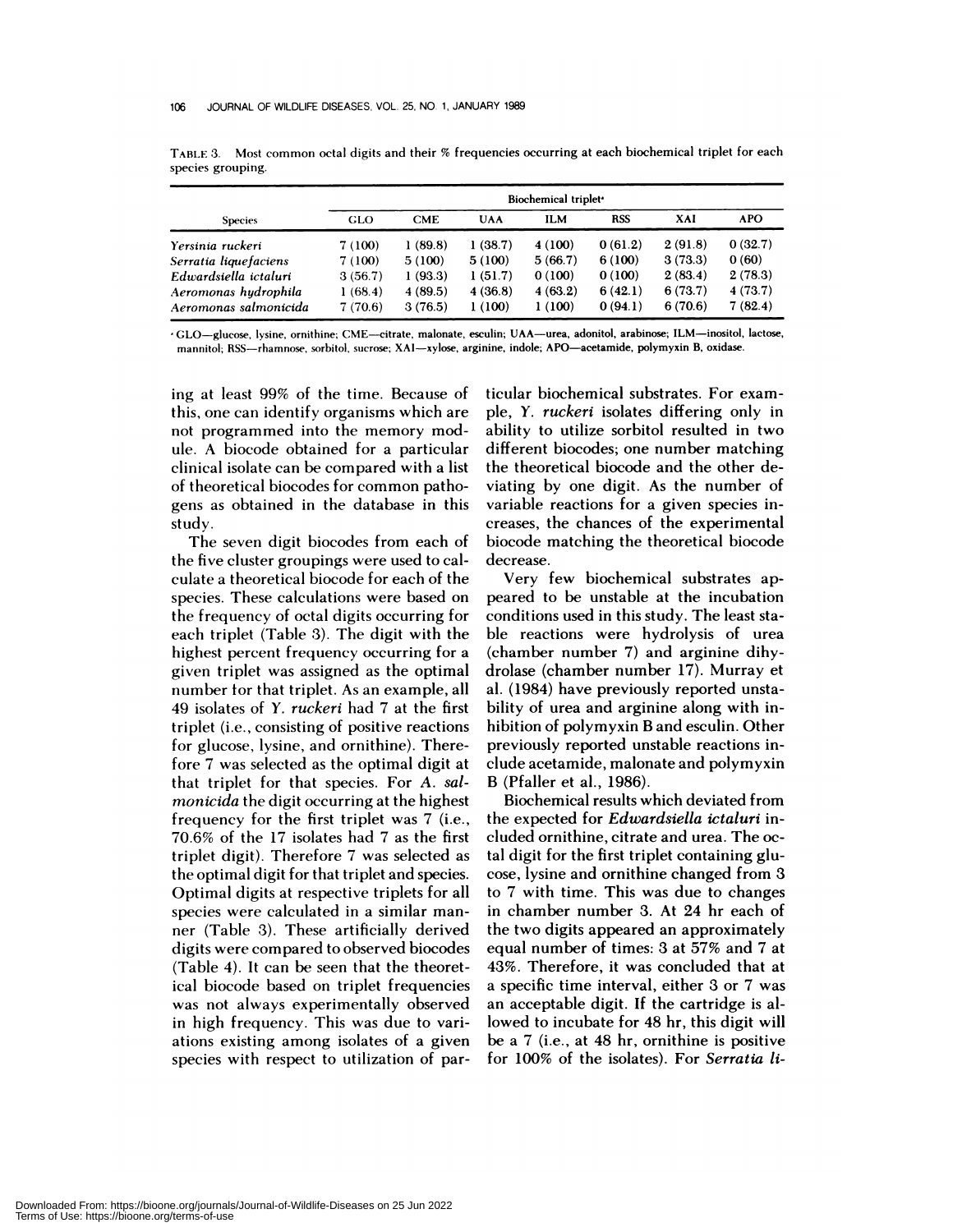TABLE 3. Most common octal digits and their % frequencies occurring at each biochemical triplet for each species grouping.

| Species | Biochemical triplet[a] | | | | | | |
|---|---|---|---|---|---|---|---|
| | GLO | CME | UAA | ILM | RSS | XAI | APO |
| *Yersinia ruckeri* | 7 (100) | 1 (89.8) | 1 (38.7) | 4 (100) | 0 (61.2) | 2 (91.8) | 0 (32.7) |
| *Serratia liquefaciens* | 7 (100) | 5 (100) | 5 (100) | 5 (66.7) | 6 (100) | 3 (73.3) | 0 (60) |
| *Edwardsiella ictaluri* | 3 (56.7) | 1 (93.3) | 1 (51.7) | 0 (100) | 0 (100) | 2 (83.4) | 2 (78.3) |
| *Aeromonas hydrophila* | 1 (68.4) | 4 (89.5) | 4 (36.8) | 4 (63.2) | 6 (42.1) | 6 (73.7) | 4 (73.7) |
| *Aeromonas salmonicida* | 7 (70.6) | 3 (76.5) | 1 (100) | 1 (100) | 0 (94.1) | 6 (70.6) | 7 (82.4) |

[a] GLO—glucose, lysine, ornithine; CME—citrate, malonate, esculin; UAA—urea, adonitol, arabinose; ILM—inositol, lactose, mannitol; RSS—rhamnose, sorbitol, sucrose; XAI—xylose, arginine, indole; APO—acetamide, polymyxin B, oxidase.

ing at least 99% of the time. Because of this, one can identify organisms which are not programmed into the memory module. A biocode obtained for a particular clinical isolate can be compared with a list of theoretical biocodes for common pathogens as obtained in the database in this study.

The seven digit biocodes from each of the five cluster groupings were used to calculate a theoretical biocode for each of the species. These calculations were based on the frequency of octal digits occurring for each triplet (Table 3). The digit with the highest percent frequency occurring for a given triplet was assigned as the optimal number for that triplet. As an example, all 49 isolates of *Y. ruckeri* had 7 at the first triplet (i.e., consisting of positive reactions for glucose, lysine, and ornithine). Therefore 7 was selected as the optimal digit at that triplet for that species. For *A. salmonicida* the digit occurring at the highest frequency for the first triplet was 7 (i.e., 70.6% of the 17 isolates had 7 as the first triplet digit). Therefore 7 was selected as the optimal digit for that triplet and species. Optimal digits at respective triplets for all species were calculated in a similar manner (Table 3). These artificially derived digits were compared to observed biocodes (Table 4). It can be seen that the theoretical biocode based on triplet frequencies was not always experimentally observed in high frequency. This was due to variations existing among isolates of a given species with respect to utilization of particular biochemical substrates. For example, *Y. ruckeri* isolates differing only in ability to utilize sorbitol resulted in two different biocodes; one number matching the theoretical biocode and the other deviating by one digit. As the number of variable reactions for a given species increases, the chances of the experimental biocode matching the theoretical biocode decrease.

Very few biochemical substrates appeared to be unstable at the incubation conditions used in this study. The least stable reactions were hydrolysis of urea (chamber number 7) and arginine dihydrolase (chamber number 17). Murray et al. (1984) have previously reported unstability of urea and arginine along with inhibition of polymyxin B and esculin. Other previously reported unstable reactions include acetamide, malonate and polymyxin B (Pfaller et al., 1986).

Biochemical results which deviated from the expected for *Edwardsiella ictaluri* included ornithine, citrate and urea. The octal digit for the first triplet containing glucose, lysine and ornithine changed from 3 to 7 with time. This was due to changes in chamber number 3. At 24 hr each of the two digits appeared an approximately equal number of times: 3 at 57% and 7 at 43%. Therefore, it was concluded that at a specific time interval, either 3 or 7 was an acceptable digit. If the cartridge is allowed to incubate for 48 hr, this digit will be a 7 (i.e., at 48 hr, ornithine is positive for 100% of the isolates). For *Serratia li-*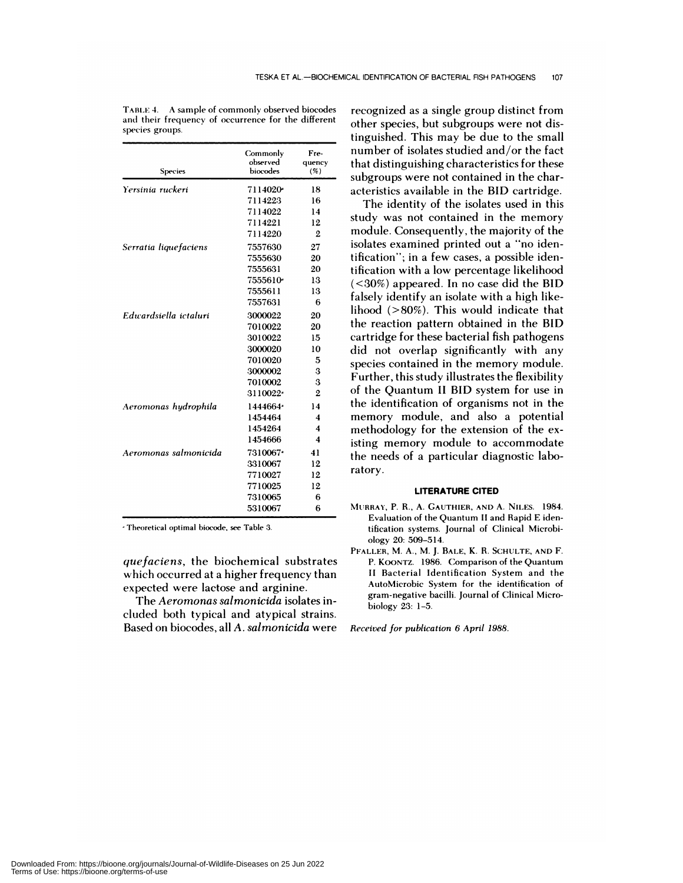TABLE 4. A sample of commonly observed biocodes and their frequency of occurrence for the different species groups.

| Species | Commonly observed biocodes | Frequency (%) |
|---|---|---|
| *Yersinia ruckeri* | 7114020[a] | 18 |
| | 7114223 | 16 |
| | 7114022 | 14 |
| | 7114221 | 12 |
| | 7114220 | 2 |
| *Serratia liquefaciens* | 7557630 | 27 |
| | 7555630 | 20 |
| | 7555631 | 20 |
| | 7555610[a] | 13 |
| | 7555611 | 13 |
| | 7557631 | 6 |
| *Edwardsiella ictaluri* | 3000022 | 20 |
| | 7010022 | 20 |
| | 3010022 | 15 |
| | 3000020 | 10 |
| | 7010020 | 5 |
| | 3000002 | 3 |
| | 7010002 | 3 |
| | 3110022[a] | 2 |
| *Aeromonas hydrophila* | 1444664[a] | 14 |
| | 1454464 | 4 |
| | 1454264 | 4 |
| | 1454666 | 4 |
| *Aeromonas salmonicida* | 7310067[a] | 41 |
| | 3310067 | 12 |
| | 7710027 | 12 |
| | 7710025 | 12 |
| | 7310065 | 6 |
| | 5310067 | 6 |

[a] Theoretical optimal biocode, see Table 3.

*quefaciens*, the biochemical substrates which occurred at a higher frequency than expected were lactose and arginine.

The *Aeromonas salmonicida* isolates included both typical and atypical strains. Based on biocodes, all *A. salmonicida* were recognized as a single group distinct from other species, but subgroups were not distinguished. This may be due to the small number of isolates studied and/or the fact that distinguishing characteristics for these subgroups were not contained in the characteristics available in the BID cartridge.

The identity of the isolates used in this study was not contained in the memory module. Consequently, the majority of the isolates examined printed out a "no identification"; in a few cases, a possible identification with a low percentage likelihood (<30%) appeared. In no case did the BID falsely identify an isolate with a high likelihood (>80%). This would indicate that the reaction pattern obtained in the BID cartridge for these bacterial fish pathogens did not overlap significantly with any species contained in the memory module. Further, this study illustrates the flexibility of the Quantum II BID system for use in the identification of organisms not in the memory module, and also a potential methodology for the extension of the existing memory module to accommodate the needs of a particular diagnostic laboratory.

## LITERATURE CITED

MURRAY, P. R., A. GAUTHIER, AND A. NILES. 1984. Evaluation of the Quantum II and Rapid E identification systems. Journal of Clinical Microbiology 20: 509–514.

PFALLER, M. A., M. J. BALE, K. R. SCHULTE, AND F. P. KOONTZ. 1986. Comparison of the Quantum II Bacterial Identification System and the AutoMicrobic System for the identification of gram-negative bacilli. Journal of Clinical Microbiology 23: 1–5.

*Received for publication 6 April 1988.*